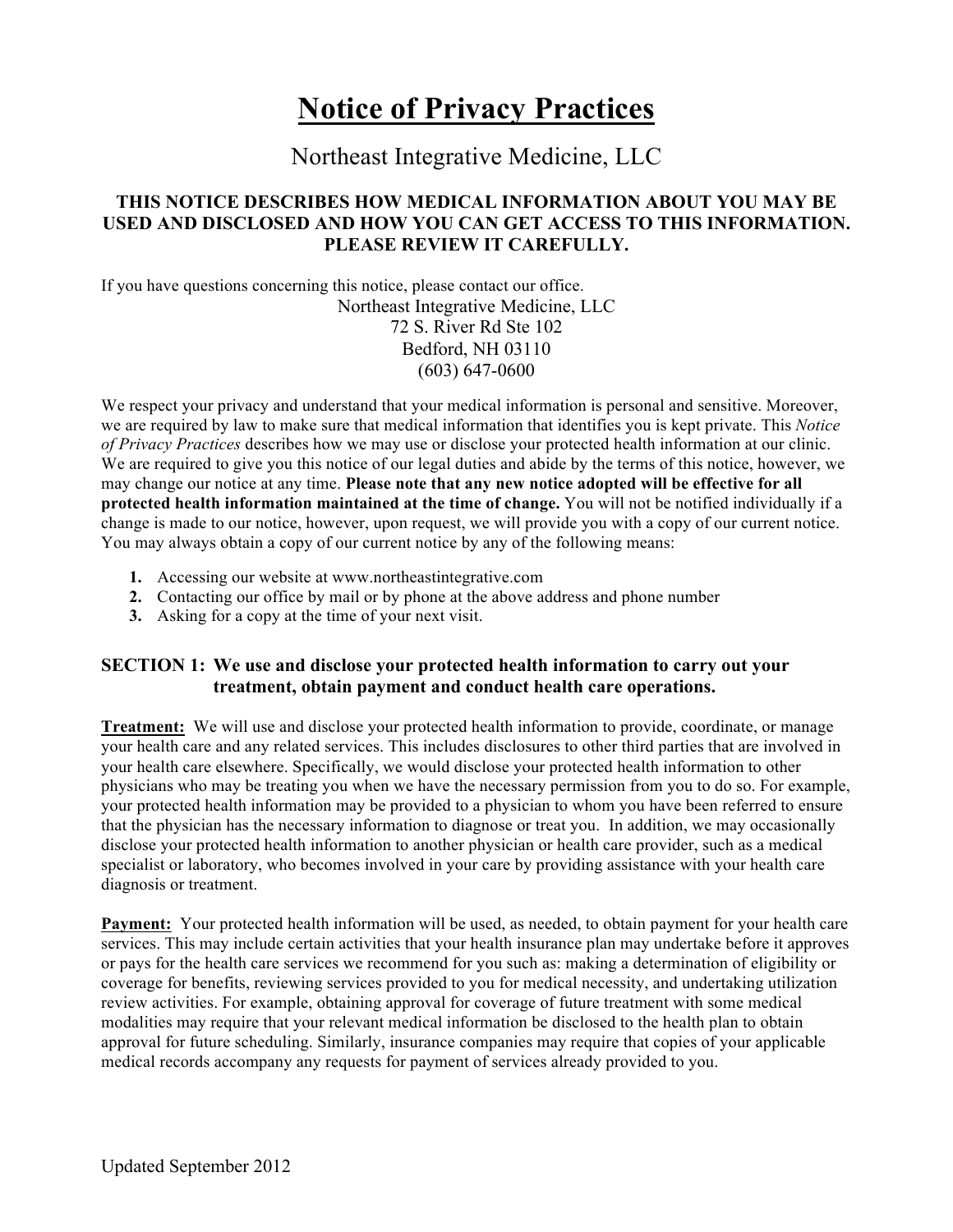# Notice of Privacy Practices

Northeast Integrative Medicine, LLC

**THIS NOTICE DESCRIBES HOW MEDICAL INFORMATION ABOUT YOU MAY BE USED AND DISCLOSED AND HOW YOU CAN GET ACCESS TO THIS INFORMATION. PLEASE REVIEW IT CAREFULLY.**

If you have questions concerning this notice, please contact our office.

Northeast Integrative Medicine, LLC
72 S. River Rd Ste 102
Bedford, NH 03110
(603) 647-0600

We respect your privacy and understand that your medical information is personal and sensitive. Moreover, we are required by law to make sure that medical information that identifies you is kept private. This *Notice of Privacy Practices* describes how we may use or disclose your protected health information at our clinic. We are required to give you this notice of our legal duties and abide by the terms of this notice, however, we may change our notice at any time. **Please note that any new notice adopted will be effective for all protected health information maintained at the time of change.** You will not be notified individually if a change is made to our notice, however, upon request, we will provide you with a copy of our current notice. You may always obtain a copy of our current notice by any of the following means:

1. Accessing our website at www.northeastintegrative.com
2. Contacting our office by mail or by phone at the above address and phone number
3. Asking for a copy at the time of your next visit.

### SECTION 1: We use and disclose your protected health information to carry out your treatment, obtain payment and conduct health care operations.

**Treatment:** We will use and disclose your protected health information to provide, coordinate, or manage your health care and any related services. This includes disclosures to other third parties that are involved in your health care elsewhere. Specifically, we would disclose your protected health information to other physicians who may be treating you when we have the necessary permission from you to do so. For example, your protected health information may be provided to a physician to whom you have been referred to ensure that the physician has the necessary information to diagnose or treat you. In addition, we may occasionally disclose your protected health information to another physician or health care provider, such as a medical specialist or laboratory, who becomes involved in your care by providing assistance with your health care diagnosis or treatment.

**Payment:** Your protected health information will be used, as needed, to obtain payment for your health care services. This may include certain activities that your health insurance plan may undertake before it approves or pays for the health care services we recommend for you such as: making a determination of eligibility or coverage for benefits, reviewing services provided to you for medical necessity, and undertaking utilization review activities. For example, obtaining approval for coverage of future treatment with some medical modalities may require that your relevant medical information be disclosed to the health plan to obtain approval for future scheduling. Similarly, insurance companies may require that copies of your applicable medical records accompany any requests for payment of services already provided to you.

Updated September 2012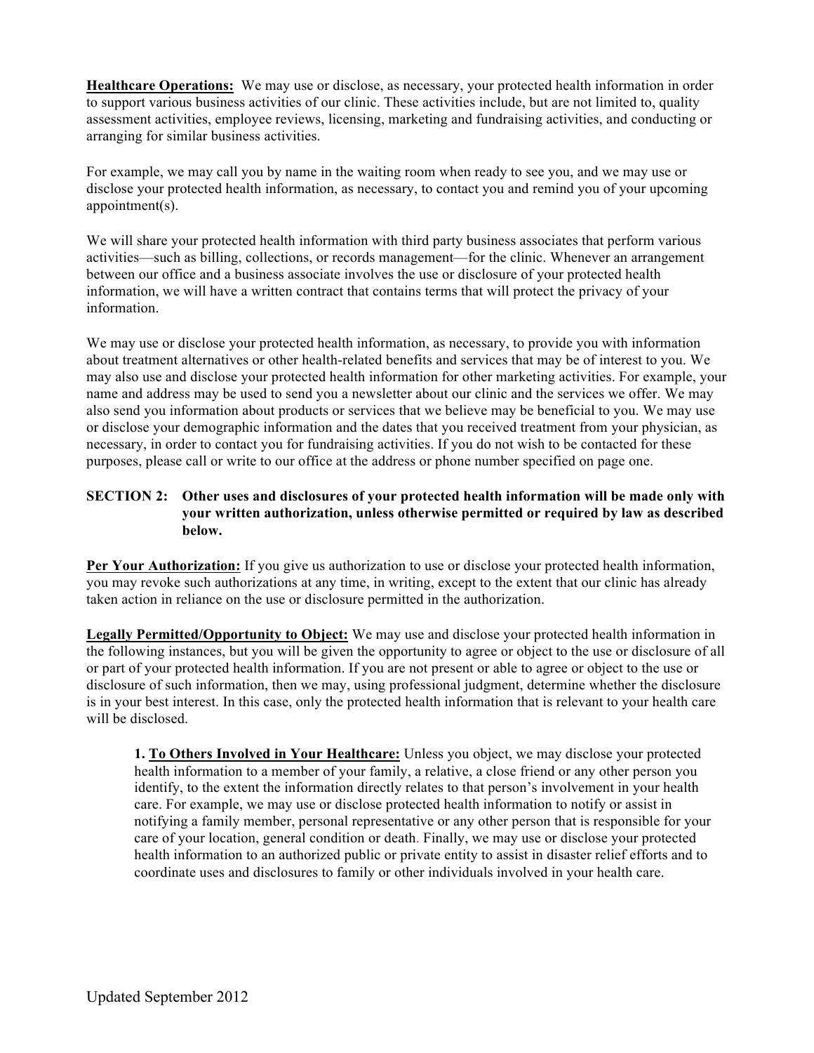**<u>Healthcare Operations:</u>** We may use or disclose, as necessary, your protected health information in order to support various business activities of our clinic. These activities include, but are not limited to, quality assessment activities, employee reviews, licensing, marketing and fundraising activities, and conducting or arranging for similar business activities.

For example, we may call you by name in the waiting room when ready to see you, and we may use or disclose your protected health information, as necessary, to contact you and remind you of your upcoming appointment(s).

We will share your protected health information with third party business associates that perform various activities—such as billing, collections, or records management—for the clinic. Whenever an arrangement between our office and a business associate involves the use or disclosure of your protected health information, we will have a written contract that contains terms that will protect the privacy of your information.

We may use or disclose your protected health information, as necessary, to provide you with information about treatment alternatives or other health-related benefits and services that may be of interest to you. We may also use and disclose your protected health information for other marketing activities. For example, your name and address may be used to send you a newsletter about our clinic and the services we offer. We may also send you information about products or services that we believe may be beneficial to you. We may use or disclose your demographic information and the dates that you received treatment from your physician, as necessary, in order to contact you for fundraising activities. If you do not wish to be contacted for these purposes, please call or write to our office at the address or phone number specified on page one.

**SECTION 2: Other uses and disclosures of your protected health information will be made only with your written authorization, unless otherwise permitted or required by law as described below.**

**<u>Per Your Authorization:</u>** If you give us authorization to use or disclose your protected health information, you may revoke such authorizations at any time, in writing, except to the extent that our clinic has already taken action in reliance on the use or disclosure permitted in the authorization.

**<u>Legally Permitted/Opportunity to Object:</u>** We may use and disclose your protected health information in the following instances, but you will be given the opportunity to agree or object to the use or disclosure of all or part of your protected health information. If you are not present or able to agree or object to the use or disclosure of such information, then we may, using professional judgment, determine whether the disclosure is in your best interest. In this case, only the protected health information that is relevant to your health care will be disclosed.

> **1. <u>To Others Involved in Your Healthcare:</u>** Unless you object, we may disclose your protected health information to a member of your family, a relative, a close friend or any other person you identify, to the extent the information directly relates to that person's involvement in your health care. For example, we may use or disclose protected health information to notify or assist in notifying a family member, personal representative or any other person that is responsible for your care of your location, general condition or death. Finally, we may use or disclose your protected health information to an authorized public or private entity to assist in disaster relief efforts and to coordinate uses and disclosures to family or other individuals involved in your health care.

Updated September 2012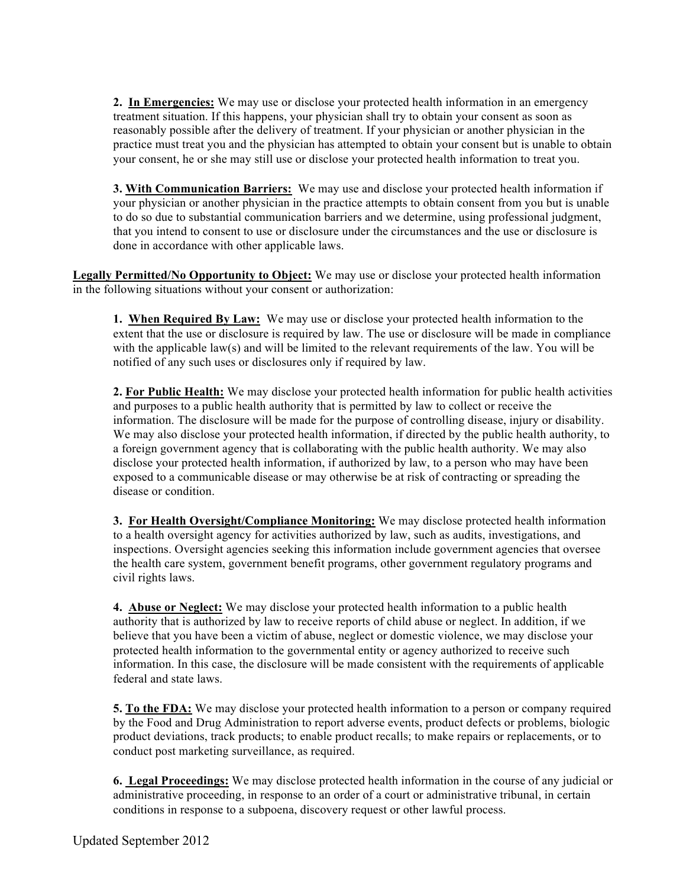**2. <u>In Emergencies:</u>** We may use or disclose your protected health information in an emergency treatment situation. If this happens, your physician shall try to obtain your consent as soon as reasonably possible after the delivery of treatment. If your physician or another physician in the practice must treat you and the physician has attempted to obtain your consent but is unable to obtain your consent, he or she may still use or disclose your protected health information to treat you.

**3. <u>With Communication Barriers:</u>** We may use and disclose your protected health information if your physician or another physician in the practice attempts to obtain consent from you but is unable to do so due to substantial communication barriers and we determine, using professional judgment, that you intend to consent to use or disclosure under the circumstances and the use or disclosure is done in accordance with other applicable laws.

**<u>Legally Permitted/No Opportunity to Object:</u>** We may use or disclose your protected health information in the following situations without your consent or authorization:

**1. <u>When Required By Law:</u>** We may use or disclose your protected health information to the extent that the use or disclosure is required by law. The use or disclosure will be made in compliance with the applicable law(s) and will be limited to the relevant requirements of the law. You will be notified of any such uses or disclosures only if required by law.

**2. <u>For Public Health:</u>** We may disclose your protected health information for public health activities and purposes to a public health authority that is permitted by law to collect or receive the information. The disclosure will be made for the purpose of controlling disease, injury or disability. We may also disclose your protected health information, if directed by the public health authority, to a foreign government agency that is collaborating with the public health authority. We may also disclose your protected health information, if authorized by law, to a person who may have been exposed to a communicable disease or may otherwise be at risk of contracting or spreading the disease or condition.

**3. <u>For Health Oversight/Compliance Monitoring:</u>** We may disclose protected health information to a health oversight agency for activities authorized by law, such as audits, investigations, and inspections. Oversight agencies seeking this information include government agencies that oversee the health care system, government benefit programs, other government regulatory programs and civil rights laws.

**4. <u>Abuse or Neglect:</u>** We may disclose your protected health information to a public health authority that is authorized by law to receive reports of child abuse or neglect. In addition, if we believe that you have been a victim of abuse, neglect or domestic violence, we may disclose your protected health information to the governmental entity or agency authorized to receive such information. In this case, the disclosure will be made consistent with the requirements of applicable federal and state laws.

**5. <u>To the FDA:</u>** We may disclose your protected health information to a person or company required by the Food and Drug Administration to report adverse events, product defects or problems, biologic product deviations, track products; to enable product recalls; to make repairs or replacements, or to conduct post marketing surveillance, as required.

**6. <u>Legal Proceedings:</u>** We may disclose protected health information in the course of any judicial or administrative proceeding, in response to an order of a court or administrative tribunal, in certain conditions in response to a subpoena, discovery request or other lawful process.

Updated September 2012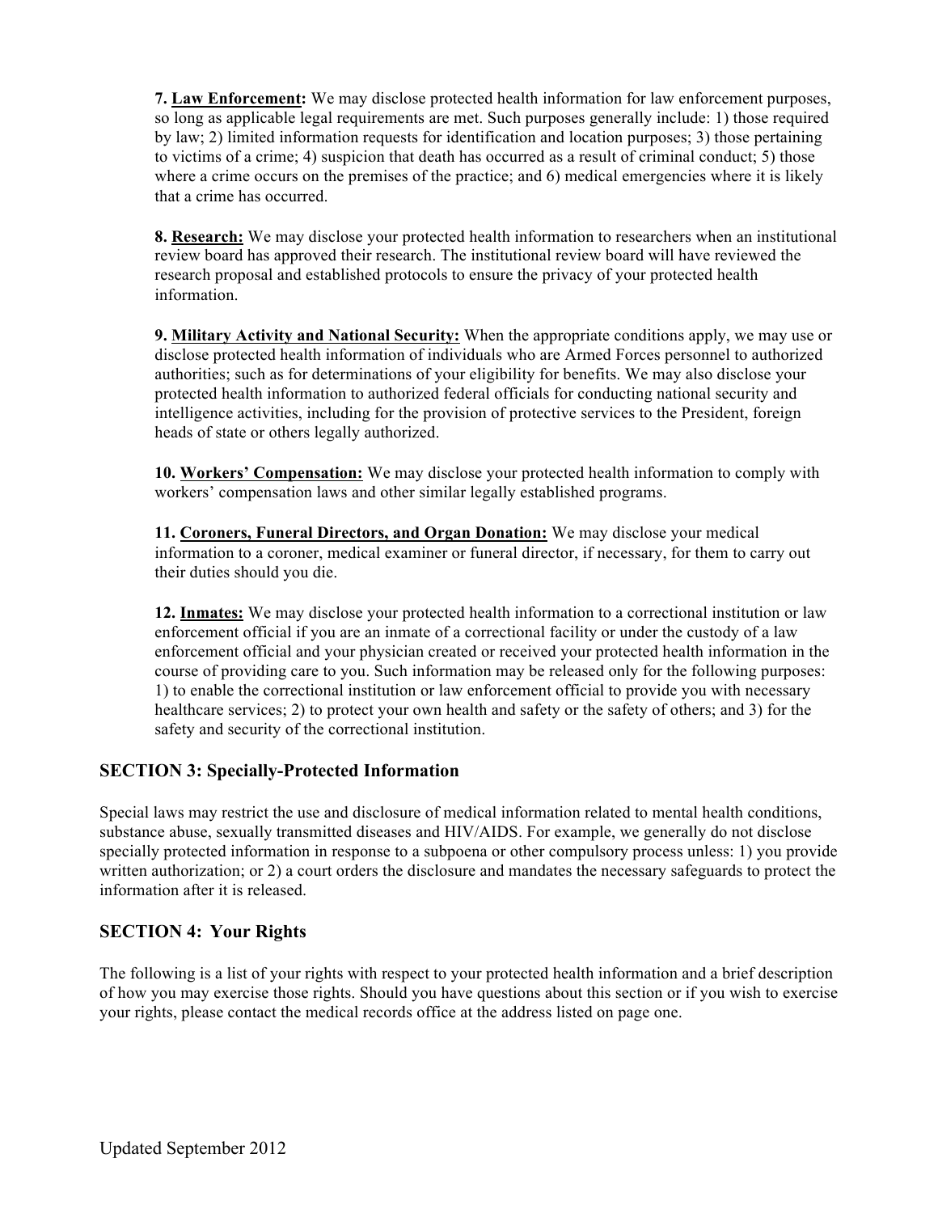7. **Law Enforcement:** We may disclose protected health information for law enforcement purposes, so long as applicable legal requirements are met. Such purposes generally include: 1) those required by law; 2) limited information requests for identification and location purposes; 3) those pertaining to victims of a crime; 4) suspicion that death has occurred as a result of criminal conduct; 5) those where a crime occurs on the premises of the practice; and 6) medical emergencies where it is likely that a crime has occurred.

8. **Research:** We may disclose your protected health information to researchers when an institutional review board has approved their research. The institutional review board will have reviewed the research proposal and established protocols to ensure the privacy of your protected health information.

9. **Military Activity and National Security:** When the appropriate conditions apply, we may use or disclose protected health information of individuals who are Armed Forces personnel to authorized authorities; such as for determinations of your eligibility for benefits. We may also disclose your protected health information to authorized federal officials for conducting national security and intelligence activities, including for the provision of protective services to the President, foreign heads of state or others legally authorized.

10. **Workers' Compensation:** We may disclose your protected health information to comply with workers' compensation laws and other similar legally established programs.

11. **Coroners, Funeral Directors, and Organ Donation:** We may disclose your medical information to a coroner, medical examiner or funeral director, if necessary, for them to carry out their duties should you die.

12. **Inmates:** We may disclose your protected health information to a correctional institution or law enforcement official if you are an inmate of a correctional facility or under the custody of a law enforcement official and your physician created or received your protected health information in the course of providing care to you. Such information may be released only for the following purposes: 1) to enable the correctional institution or law enforcement official to provide you with necessary healthcare services; 2) to protect your own health and safety or the safety of others; and 3) for the safety and security of the correctional institution.

## SECTION 3: Specially-Protected Information

Special laws may restrict the use and disclosure of medical information related to mental health conditions, substance abuse, sexually transmitted diseases and HIV/AIDS. For example, we generally do not disclose specially protected information in response to a subpoena or other compulsory process unless: 1) you provide written authorization; or 2) a court orders the disclosure and mandates the necessary safeguards to protect the information after it is released.

## SECTION 4: Your Rights

The following is a list of your rights with respect to your protected health information and a brief description of how you may exercise those rights. Should you have questions about this section or if you wish to exercise your rights, please contact the medical records office at the address listed on page one.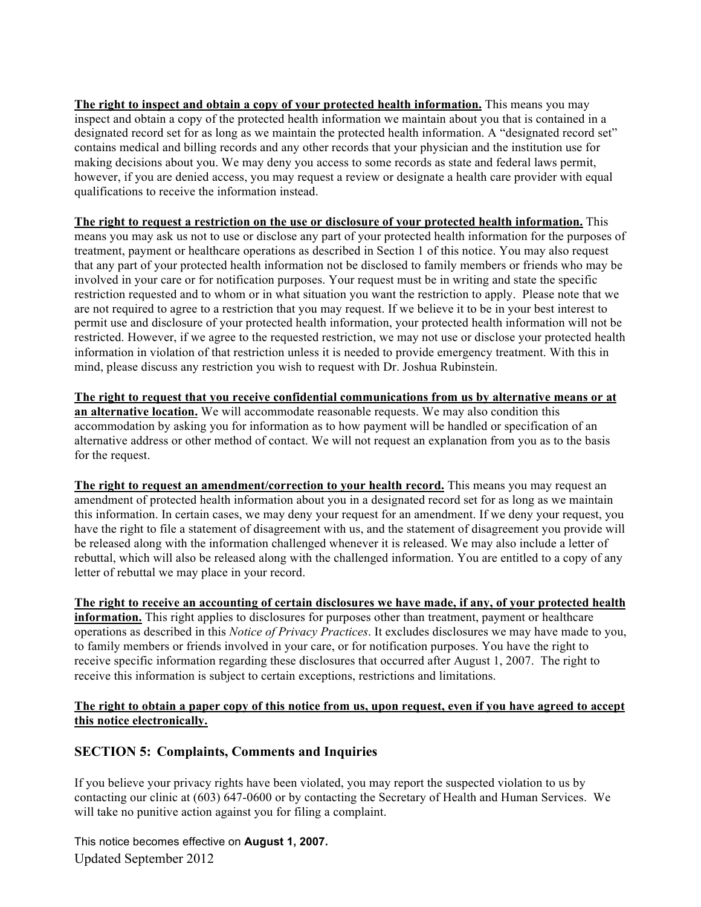**The right to inspect and obtain a copy of your protected health information.** This means you may inspect and obtain a copy of the protected health information we maintain about you that is contained in a designated record set for as long as we maintain the protected health information. A "designated record set" contains medical and billing records and any other records that your physician and the institution use for making decisions about you. We may deny you access to some records as state and federal laws permit, however, if you are denied access, you may request a review or designate a health care provider with equal qualifications to receive the information instead.

**The right to request a restriction on the use or disclosure of your protected health information.** This means you may ask us not to use or disclose any part of your protected health information for the purposes of treatment, payment or healthcare operations as described in Section 1 of this notice. You may also request that any part of your protected health information not be disclosed to family members or friends who may be involved in your care or for notification purposes. Your request must be in writing and state the specific restriction requested and to whom or in what situation you want the restriction to apply. Please note that we are not required to agree to a restriction that you may request. If we believe it to be in your best interest to permit use and disclosure of your protected health information, your protected health information will not be restricted. However, if we agree to the requested restriction, we may not use or disclose your protected health information in violation of that restriction unless it is needed to provide emergency treatment. With this in mind, please discuss any restriction you wish to request with Dr. Joshua Rubinstein.

**The right to request that you receive confidential communications from us by alternative means or at an alternative location.** We will accommodate reasonable requests. We may also condition this accommodation by asking you for information as to how payment will be handled or specification of an alternative address or other method of contact. We will not request an explanation from you as to the basis for the request.

**The right to request an amendment/correction to your health record.** This means you may request an amendment of protected health information about you in a designated record set for as long as we maintain this information. In certain cases, we may deny your request for an amendment. If we deny your request, you have the right to file a statement of disagreement with us, and the statement of disagreement you provide will be released along with the information challenged whenever it is released. We may also include a letter of rebuttal, which will also be released along with the challenged information. You are entitled to a copy of any letter of rebuttal we may place in your record.

**The right to receive an accounting of certain disclosures we have made, if any, of your protected health information.** This right applies to disclosures for purposes other than treatment, payment or healthcare operations as described in this *Notice of Privacy Practices*. It excludes disclosures we may have made to you, to family members or friends involved in your care, or for notification purposes. You have the right to receive specific information regarding these disclosures that occurred after August 1, 2007. The right to receive this information is subject to certain exceptions, restrictions and limitations.

**The right to obtain a paper copy of this notice from us, upon request, even if you have agreed to accept this notice electronically.**

## SECTION 5: Complaints, Comments and Inquiries

If you believe your privacy rights have been violated, you may report the suspected violation to us by contacting our clinic at (603) 647-0600 or by contacting the Secretary of Health and Human Services. We will take no punitive action against you for filing a complaint.

This notice becomes effective on **August 1, 2007.**

Updated September 2012